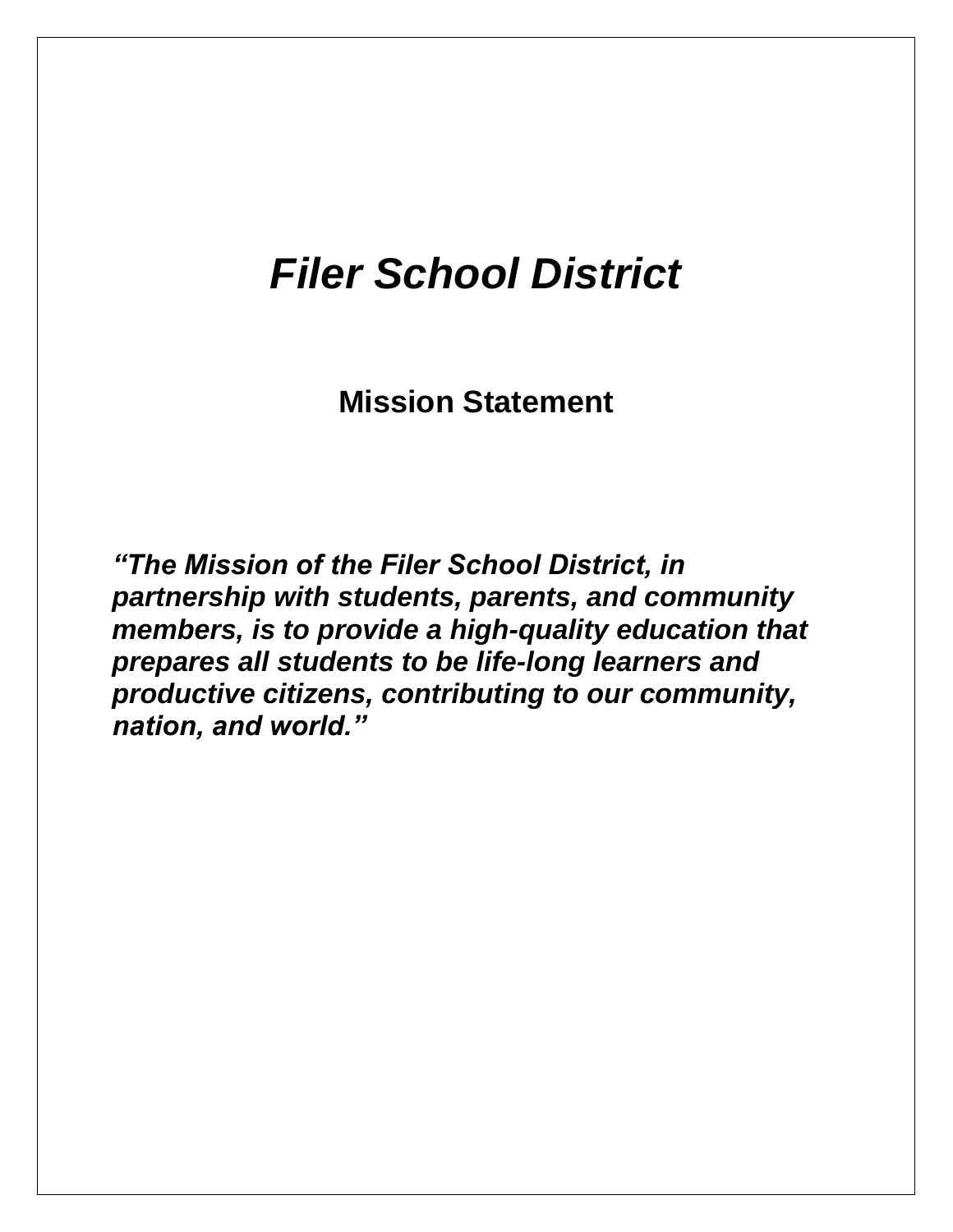# *Filer School District*

## Mission Statement

***"The Mission of the Filer School District, in partnership with students, parents, and community members, is to provide a high-quality education that prepares all students to be life-long learners and productive citizens, contributing to our community, nation, and world."***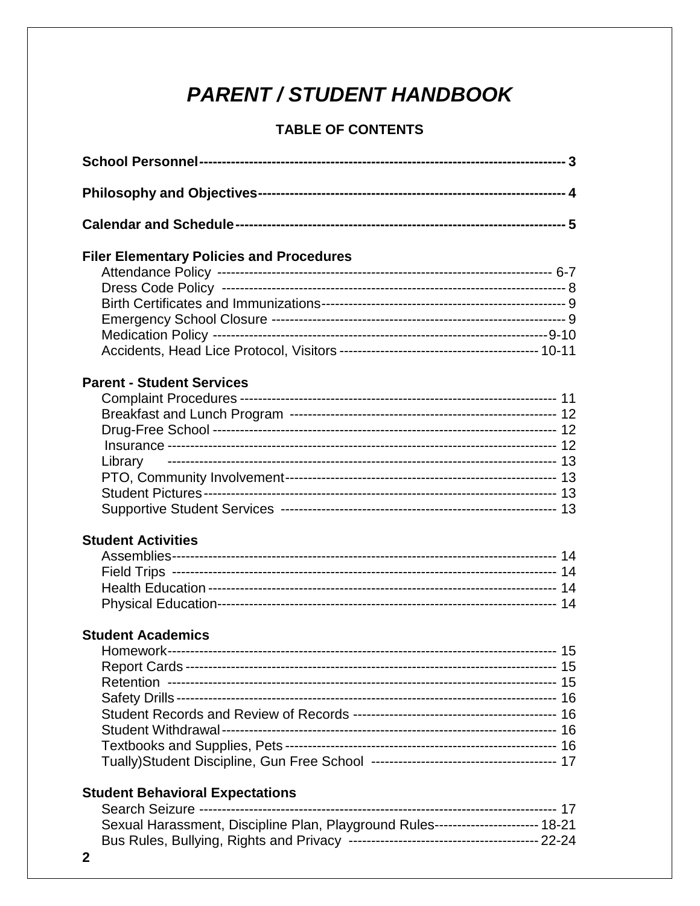# *PARENT / STUDENT HANDBOOK*

## TABLE OF CONTENTS

**School Personnel** ---------- 3

**Philosophy and Objectives** ---------- 4

**Calendar and Schedule** ---------- 5

**Filer Elementary Policies and Procedures**

- Attendance Policy ---------- 6-7
- Dress Code Policy ---------- 8
- Birth Certificates and Immunizations ---------- 9
- Emergency School Closure ---------- 9
- Medication Policy ---------- 9-10
- Accidents, Head Lice Protocol, Visitors ---------- 10-11

**Parent - Student Services**

- Complaint Procedures ---------- 11
- Breakfast and Lunch Program ---------- 12
- Drug-Free School ---------- 12
- Insurance ---------- 12
- Library ---------- 13
- PTO, Community Involvement ---------- 13
- Student Pictures ---------- 13
- Supportive Student Services ---------- 13

**Student Activities**

- Assemblies ---------- 14
- Field Trips ---------- 14
- Health Education ---------- 14
- Physical Education ---------- 14

**Student Academics**

- Homework ---------- 15
- Report Cards ---------- 15
- Retention ---------- 15
- Safety Drills ---------- 16
- Student Records and Review of Records ---------- 16
- Student Withdrawal ---------- 16
- Textbooks and Supplies, Pets ---------- 16
- Tually)Student Discipline, Gun Free School ---------- 17

**Student Behavioral Expectations**

- Search Seizure ---------- 17
- Sexual Harassment, Discipline Plan, Playground Rules ---------- 18-21
- Bus Rules, Bullying, Rights and Privacy ---------- 22-24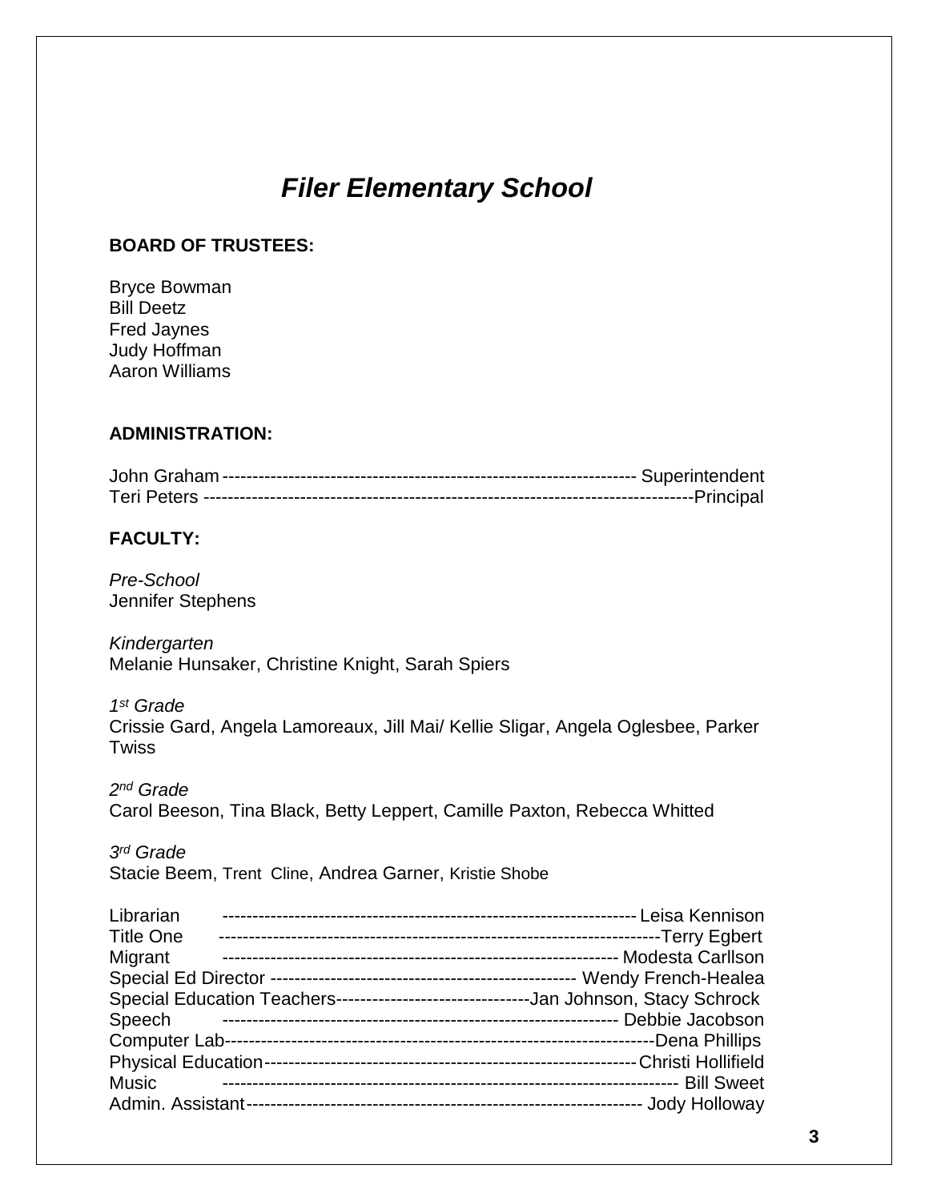# *Filer Elementary School*

**BOARD OF TRUSTEES:**

Bryce Bowman
Bill Deetz
Fred Jaynes
Judy Hoffman
Aaron Williams

**ADMINISTRATION:**

John Graham ---------------------------------------------------------------------- Superintendent
Teri Peters ---------------------------------------------------------------------------------Principal

**FACULTY:**

*Pre-School*
Jennifer Stephens

*Kindergarten*
Melanie Hunsaker, Christine Knight, Sarah Spiers

*1st Grade*
Crissie Gard, Angela Lamoreaux, Jill Mai/ Kellie Sligar, Angela Oglesbee, Parker Twiss

*2nd Grade*
Carol Beeson, Tina Black, Betty Leppert, Camille Paxton, Rebecca Whitted

*3rd Grade*
Stacie Beem, Trent Cline, Andrea Garner, Kristie Shobe

Librarian ---------------------------------------------------------------------- Leisa Kennison
Title One --------------------------------------------------------------------------Terry Egbert
Migrant ----------------------------------------------------------------- Modesta Carllson
Special Ed Director --------------------------------------------------- Wendy French-Healea
Special Education Teachers--------------------------------Jan Johnson, Stacy Schrock
Speech ----------------------------------------------------------------- Debbie Jacobson
Computer Lab-----------------------------------------------------------------------Dena Phillips
Physical Education--------------------------------------------------------------Christi Hollifield
Music ------------------------------------------------------------------------------ Bill Sweet
Admin. Assistant------------------------------------------------------------------ Jody Holloway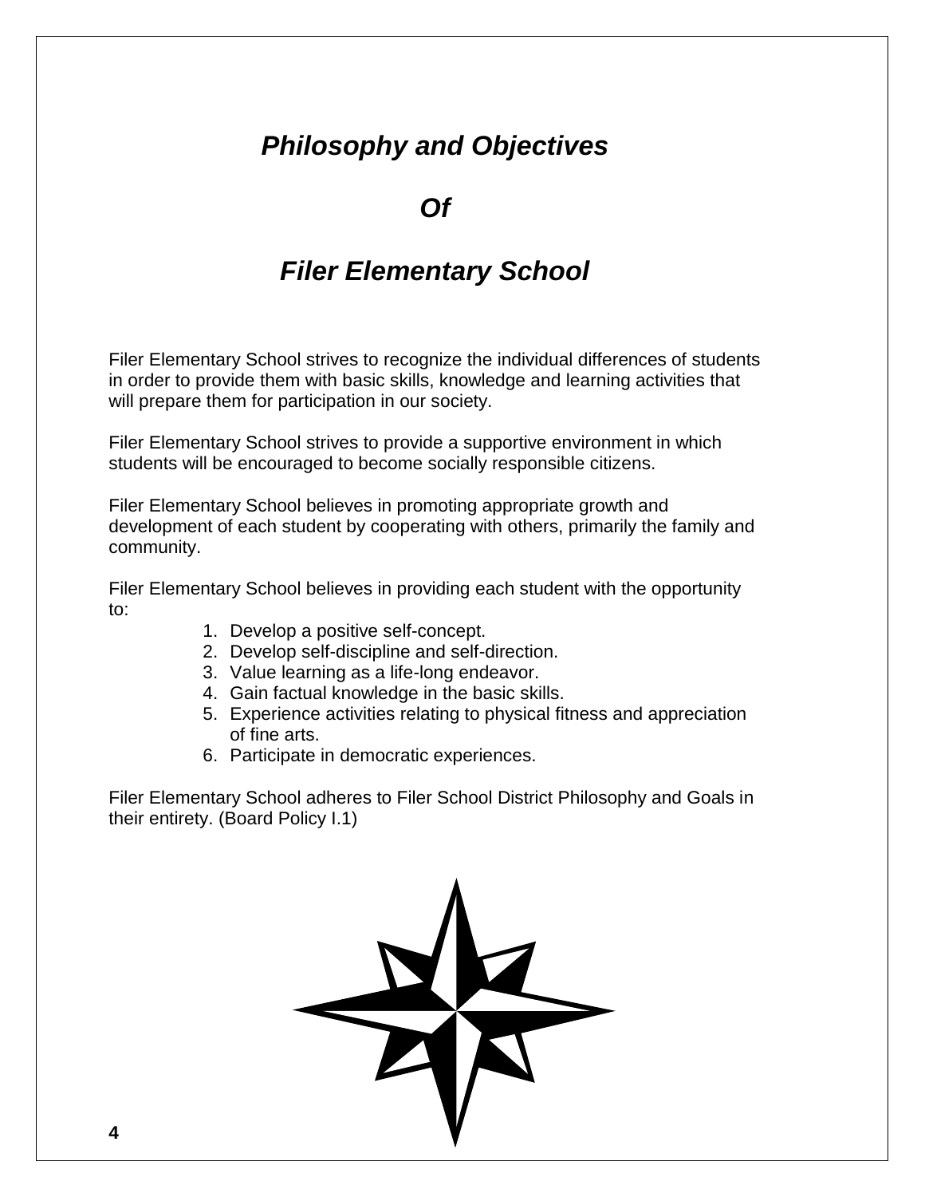# *Philosophy and Objectives*

# *Of*

# *Filer Elementary School*

Filer Elementary School strives to recognize the individual differences of students in order to provide them with basic skills, knowledge and learning activities that will prepare them for participation in our society.

Filer Elementary School strives to provide a supportive environment in which students will be encouraged to become socially responsible citizens.

Filer Elementary School believes in promoting appropriate growth and development of each student by cooperating with others, primarily the family and community.

Filer Elementary School believes in providing each student with the opportunity to:

1. Develop a positive self-concept.
2. Develop self-discipline and self-direction.
3. Value learning as a life-long endeavor.
4. Gain factual knowledge in the basic skills.
5. Experience activities relating to physical fitness and appreciation of fine arts.
6. Participate in democratic experiences.

Filer Elementary School adheres to Filer School District Philosophy and Goals in their entirety. (Board Policy I.1)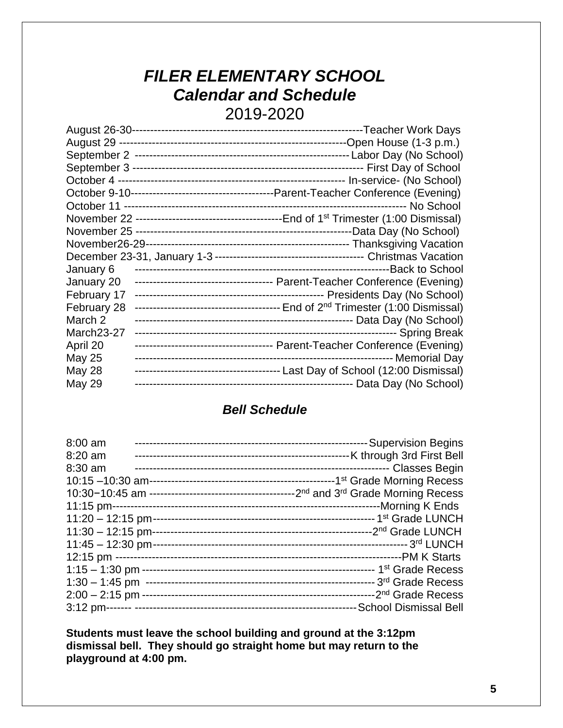// The page is a calendar and bell schedule; I render the dotted-leader lines as two-column tables.

# *FILER ELEMENTARY SCHOOL*
# *Calendar and Schedule*
## 2019-2020

| Date | Event |
|---|---|
| August 26-30 | Teacher Work Days |
| August 29 | Open House (1-3 p.m.) |
| September 2 | Labor Day (No School) |
| September 3 | First Day of School |
| October 4 | In-service- (No School) |
| October 9-10 | Parent-Teacher Conference (Evening) |
| October 11 | No School |
| November 22 | End of 1st Trimester (1:00 Dismissal) |
| November 25 | Data Day (No School) |
| November26-29 | Thanksgiving Vacation |
| December 23-31, January 1-3 | Christmas Vacation |
| January 6 | Back to School |
| January 20 | Parent-Teacher Conference (Evening) |
| February 17 | Presidents Day (No School) |
| February 28 | End of 2nd Trimester (1:00 Dismissal) |
| March 2 | Data Day (No School) |
| March23-27 | Spring Break |
| April 20 | Parent-Teacher Conference (Evening) |
| May 25 | Memorial Day |
| May 28 | Last Day of School (12:00 Dismissal) |
| May 29 | Data Day (No School) |

### *Bell Schedule*

| Time | Event |
|---|---|
| 8:00 am | Supervision Begins |
| 8:20 am | K through 3rd First Bell |
| 8:30 am | Classes Begin |
| 10:15 –10:30 am | 1st Grade Morning Recess |
| 10:30−10:45 am | 2nd and 3rd Grade Morning Recess |
| 11:15 pm | Morning K Ends |
| 11:20 – 12:15 pm | 1st Grade LUNCH |
| 11:30 – 12:15 pm | 2nd Grade LUNCH |
| 11:45 – 12:30 pm | 3rd LUNCH |
| 12:15 pm | PM K Starts |
| 1:15 – 1:30 pm | 1st Grade Recess |
| 1:30 – 1:45 pm | 3rd Grade Recess |
| 2:00 – 2:15 pm | 2nd Grade Recess |
| 3:12 pm | School Dismissal Bell |

**Students must leave the school building and ground at the 3:12pm dismissal bell. They should go straight home but may return to the playground at 4:00 pm.**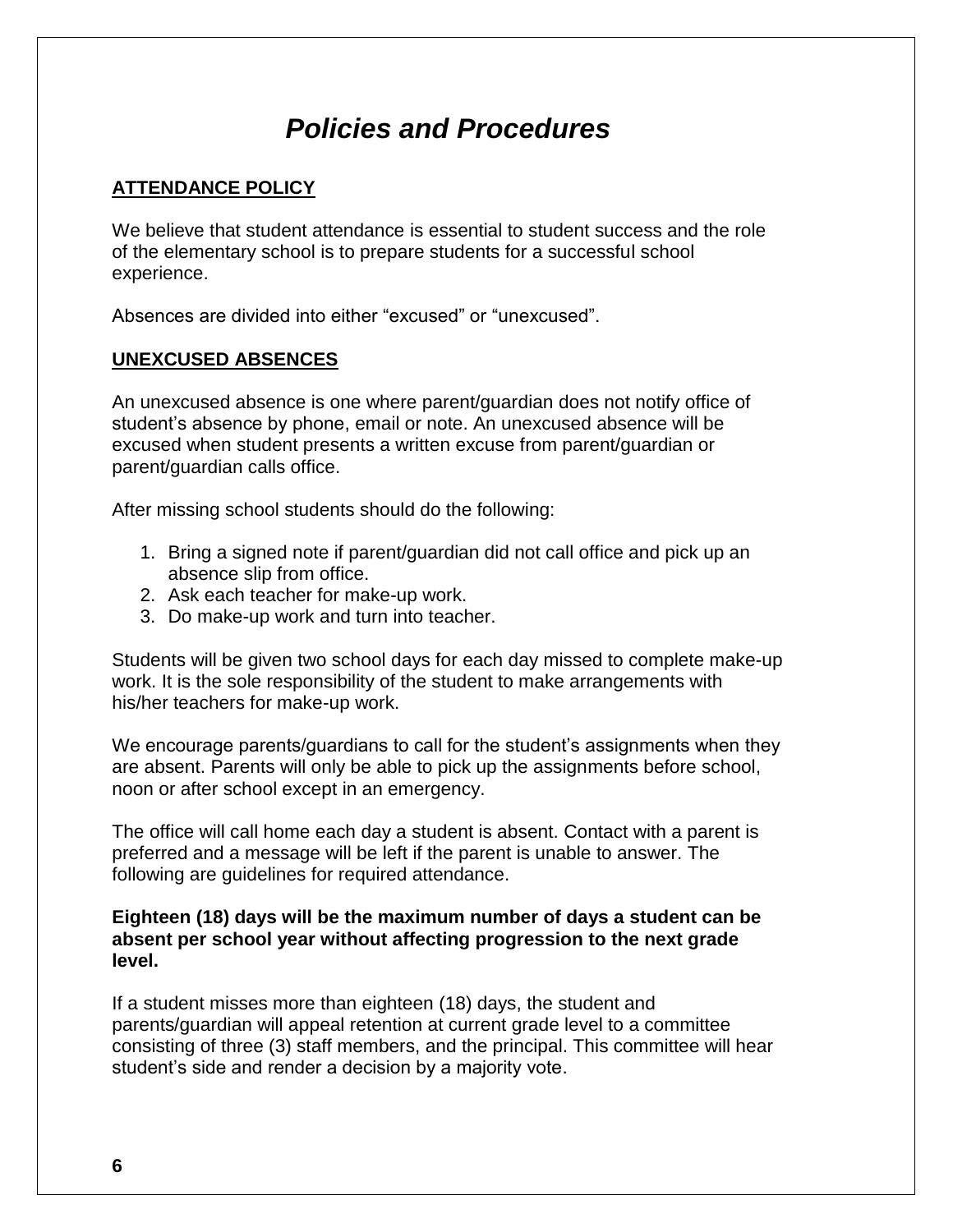# *Policies and Procedures*

## ATTENDANCE POLICY

We believe that student attendance is essential to student success and the role of the elementary school is to prepare students for a successful school experience.

Absences are divided into either “excused” or “unexcused”.

## UNEXCUSED ABSENCES

An unexcused absence is one where parent/guardian does not notify office of student’s absence by phone, email or note. An unexcused absence will be excused when student presents a written excuse from parent/guardian or parent/guardian calls office.

After missing school students should do the following:

1. Bring a signed note if parent/guardian did not call office and pick up an absence slip from office.
2. Ask each teacher for make-up work.
3. Do make-up work and turn into teacher.

Students will be given two school days for each day missed to complete make-up work. It is the sole responsibility of the student to make arrangements with his/her teachers for make-up work.

We encourage parents/guardians to call for the student’s assignments when they are absent. Parents will only be able to pick up the assignments before school, noon or after school except in an emergency.

The office will call home each day a student is absent. Contact with a parent is preferred and a message will be left if the parent is unable to answer. The following are guidelines for required attendance.

**Eighteen (18) days will be the maximum number of days a student can be absent per school year without affecting progression to the next grade level.**

If a student misses more than eighteen (18) days, the student and parents/guardian will appeal retention at current grade level to a committee consisting of three (3) staff members, and the principal. This committee will hear student’s side and render a decision by a majority vote.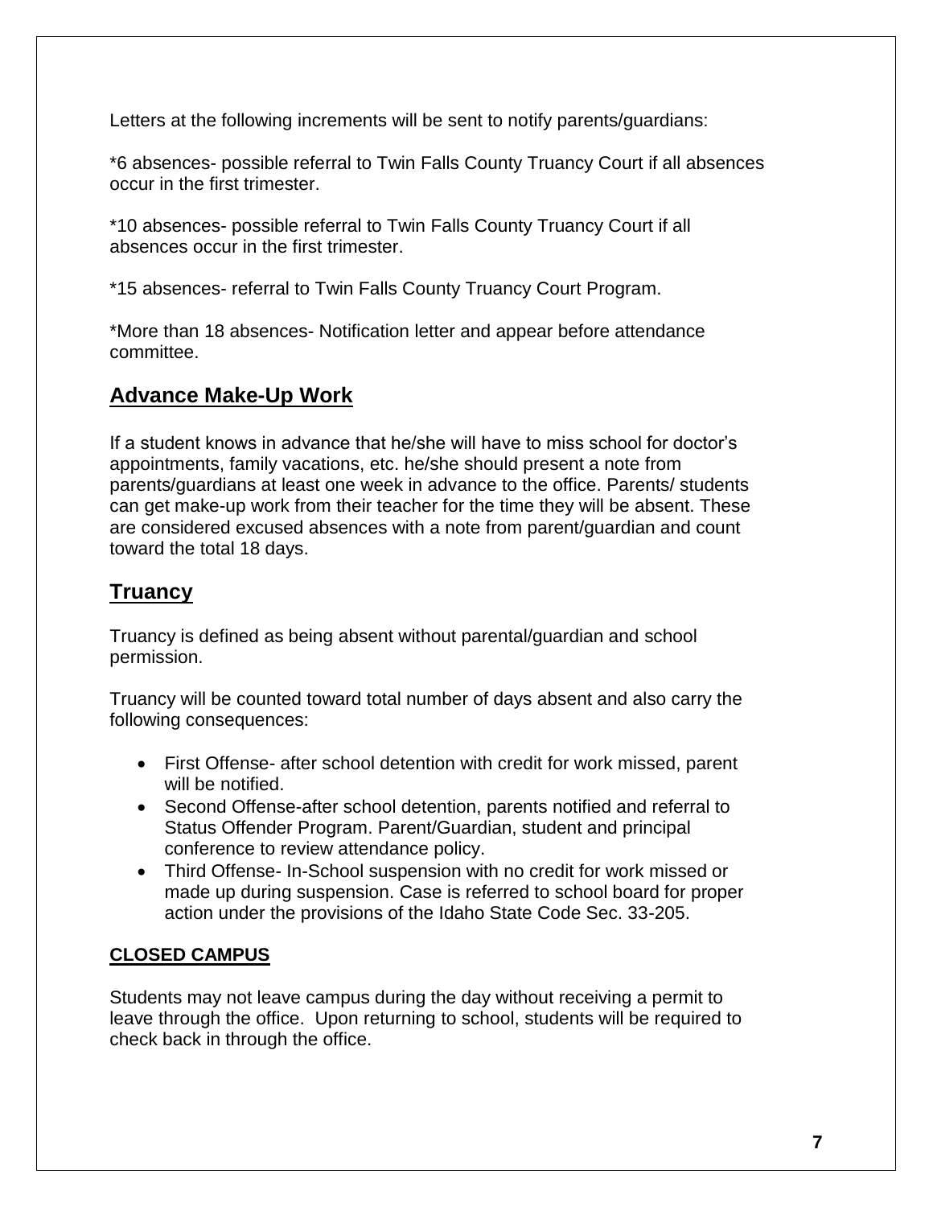Letters at the following increments will be sent to notify parents/guardians:

*6 absences- possible referral to Twin Falls County Truancy Court if all absences occur in the first trimester.

*10 absences- possible referral to Twin Falls County Truancy Court if all absences occur in the first trimester.

*15 absences- referral to Twin Falls County Truancy Court Program.

*More than 18 absences- Notification letter and appear before attendance committee.

## Advance Make-Up Work

If a student knows in advance that he/she will have to miss school for doctor's appointments, family vacations, etc. he/she should present a note from parents/guardians at least one week in advance to the office. Parents/ students can get make-up work from their teacher for the time they will be absent. These are considered excused absences with a note from parent/guardian and count toward the total 18 days.

## Truancy

Truancy is defined as being absent without parental/guardian and school permission.

Truancy will be counted toward total number of days absent and also carry the following consequences:

- First Offense- after school detention with credit for work missed, parent will be notified.
- Second Offense-after school detention, parents notified and referral to Status Offender Program. Parent/Guardian, student and principal conference to review attendance policy.
- Third Offense- In-School suspension with no credit for work missed or made up during suspension. Case is referred to school board for proper action under the provisions of the Idaho State Code Sec. 33-205.

### CLOSED CAMPUS

Students may not leave campus during the day without receiving a permit to leave through the office. Upon returning to school, students will be required to check back in through the office.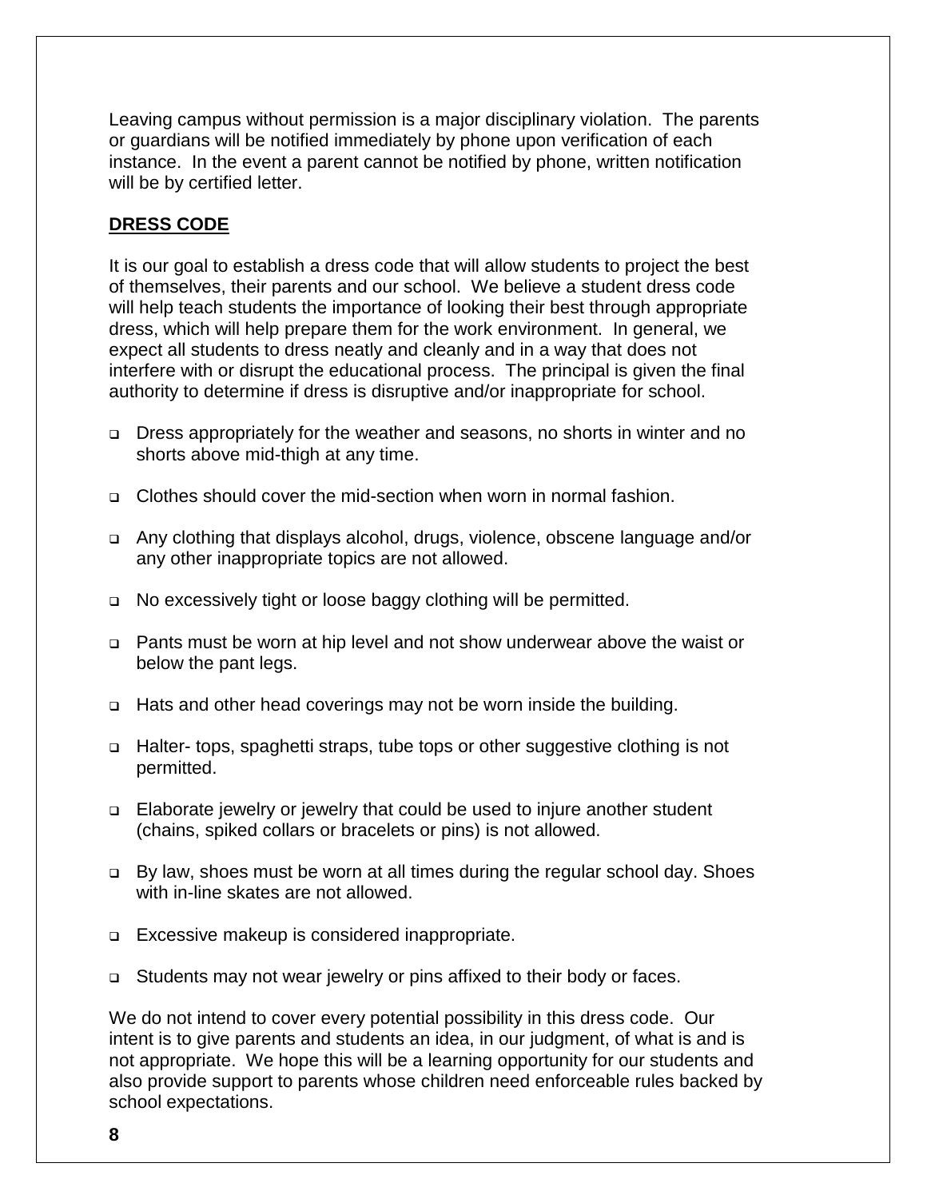Leaving campus without permission is a major disciplinary violation. The parents or guardians will be notified immediately by phone upon verification of each instance. In the event a parent cannot be notified by phone, written notification will be by certified letter.

## **DRESS CODE**

It is our goal to establish a dress code that will allow students to project the best of themselves, their parents and our school. We believe a student dress code will help teach students the importance of looking their best through appropriate dress, which will help prepare them for the work environment. In general, we expect all students to dress neatly and cleanly and in a way that does not interfere with or disrupt the educational process. The principal is given the final authority to determine if dress is disruptive and/or inappropriate for school.

- Dress appropriately for the weather and seasons, no shorts in winter and no shorts above mid-thigh at any time.
- Clothes should cover the mid-section when worn in normal fashion.
- Any clothing that displays alcohol, drugs, violence, obscene language and/or any other inappropriate topics are not allowed.
- No excessively tight or loose baggy clothing will be permitted.
- Pants must be worn at hip level and not show underwear above the waist or below the pant legs.
- Hats and other head coverings may not be worn inside the building.
- Halter- tops, spaghetti straps, tube tops or other suggestive clothing is not permitted.
- Elaborate jewelry or jewelry that could be used to injure another student (chains, spiked collars or bracelets or pins) is not allowed.
- By law, shoes must be worn at all times during the regular school day. Shoes with in-line skates are not allowed.
- Excessive makeup is considered inappropriate.
- Students may not wear jewelry or pins affixed to their body or faces.

We do not intend to cover every potential possibility in this dress code. Our intent is to give parents and students an idea, in our judgment, of what is and is not appropriate. We hope this will be a learning opportunity for our students and also provide support to parents whose children need enforceable rules backed by school expectations.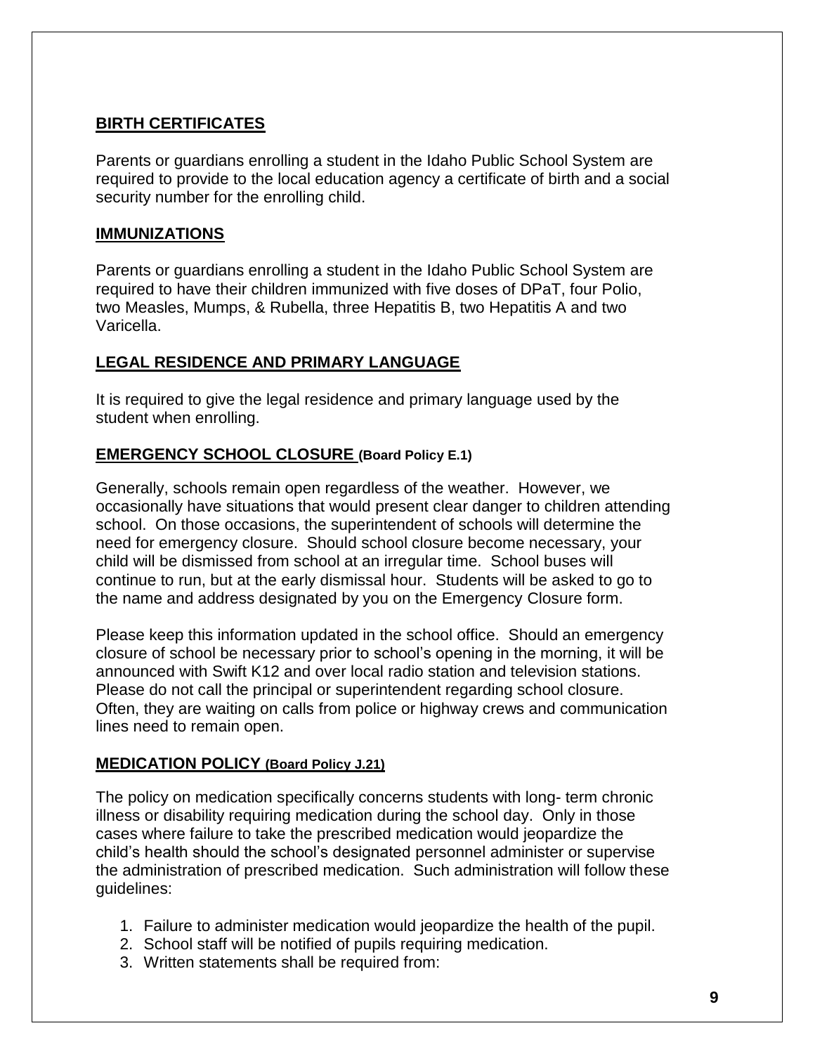## BIRTH CERTIFICATES

Parents or guardians enrolling a student in the Idaho Public School System are required to provide to the local education agency a certificate of birth and a social security number for the enrolling child.

## IMMUNIZATIONS

Parents or guardians enrolling a student in the Idaho Public School System are required to have their children immunized with five doses of DPaT, four Polio, two Measles, Mumps, & Rubella, three Hepatitis B, two Hepatitis A and two Varicella.

## LEGAL RESIDENCE AND PRIMARY LANGUAGE

It is required to give the legal residence and primary language used by the student when enrolling.

## EMERGENCY SCHOOL CLOSURE (Board Policy E.1)

Generally, schools remain open regardless of the weather. However, we occasionally have situations that would present clear danger to children attending school. On those occasions, the superintendent of schools will determine the need for emergency closure. Should school closure become necessary, your child will be dismissed from school at an irregular time. School buses will continue to run, but at the early dismissal hour. Students will be asked to go to the name and address designated by you on the Emergency Closure form.

Please keep this information updated in the school office. Should an emergency closure of school be necessary prior to school's opening in the morning, it will be announced with Swift K12 and over local radio station and television stations. Please do not call the principal or superintendent regarding school closure. Often, they are waiting on calls from police or highway crews and communication lines need to remain open.

## MEDICATION POLICY (Board Policy J.21)

The policy on medication specifically concerns students with long- term chronic illness or disability requiring medication during the school day. Only in those cases where failure to take the prescribed medication would jeopardize the child's health should the school's designated personnel administer or supervise the administration of prescribed medication. Such administration will follow these guidelines:

1. Failure to administer medication would jeopardize the health of the pupil.
2. School staff will be notified of pupils requiring medication.
3. Written statements shall be required from: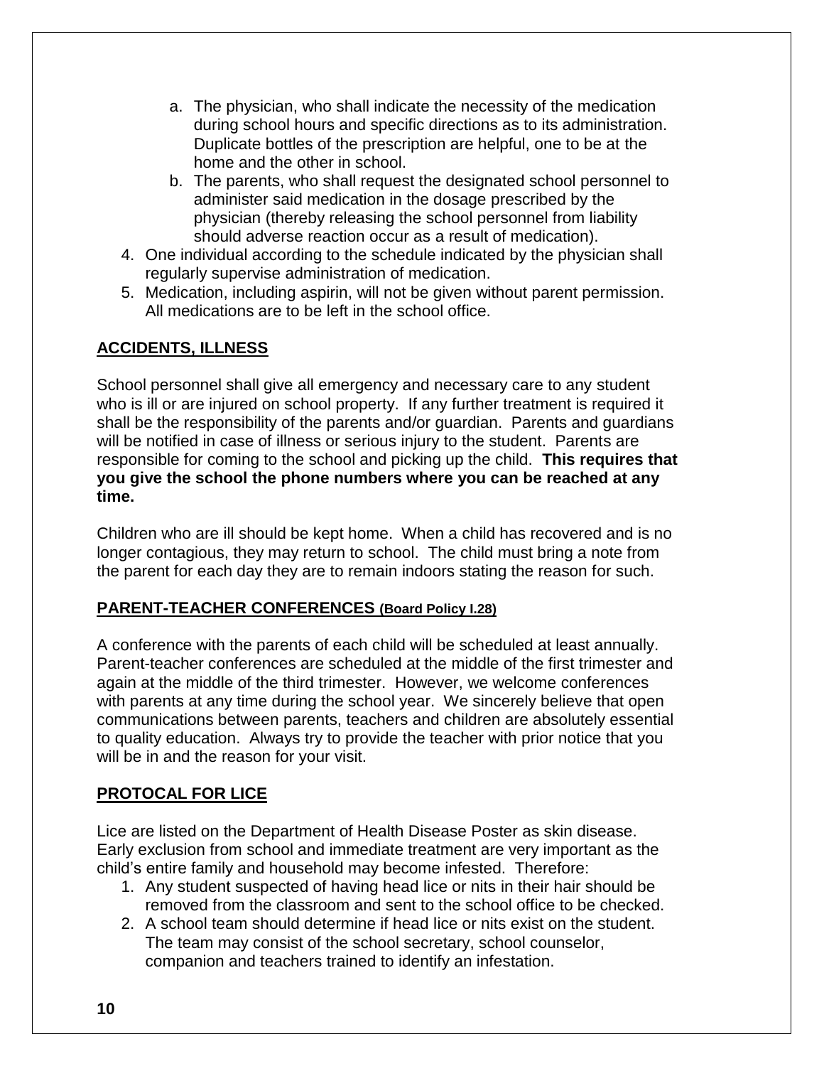a. The physician, who shall indicate the necessity of the medication during school hours and specific directions as to its administration. Duplicate bottles of the prescription are helpful, one to be at the home and the other in school.
   b. The parents, who shall request the designated school personnel to administer said medication in the dosage prescribed by the physician (thereby releasing the school personnel from liability should adverse reaction occur as a result of medication).
4. One individual according to the schedule indicated by the physician shall regularly supervise administration of medication.
5. Medication, including aspirin, will not be given without parent permission. All medications are to be left in the school office.

## ACCIDENTS, ILLNESS

School personnel shall give all emergency and necessary care to any student who is ill or are injured on school property. If any further treatment is required it shall be the responsibility of the parents and/or guardian. Parents and guardians will be notified in case of illness or serious injury to the student. Parents are responsible for coming to the school and picking up the child. **This requires that you give the school the phone numbers where you can be reached at any time.**

Children who are ill should be kept home. When a child has recovered and is no longer contagious, they may return to school. The child must bring a note from the parent for each day they are to remain indoors stating the reason for such.

## PARENT-TEACHER CONFERENCES (Board Policy I.28)

A conference with the parents of each child will be scheduled at least annually. Parent-teacher conferences are scheduled at the middle of the first trimester and again at the middle of the third trimester. However, we welcome conferences with parents at any time during the school year. We sincerely believe that open communications between parents, teachers and children are absolutely essential to quality education. Always try to provide the teacher with prior notice that you will be in and the reason for your visit.

## PROTOCAL FOR LICE

Lice are listed on the Department of Health Disease Poster as skin disease. Early exclusion from school and immediate treatment are very important as the child's entire family and household may become infested. Therefore:

1. Any student suspected of having head lice or nits in their hair should be removed from the classroom and sent to the school office to be checked.
2. A school team should determine if head lice or nits exist on the student. The team may consist of the school secretary, school counselor, companion and teachers trained to identify an infestation.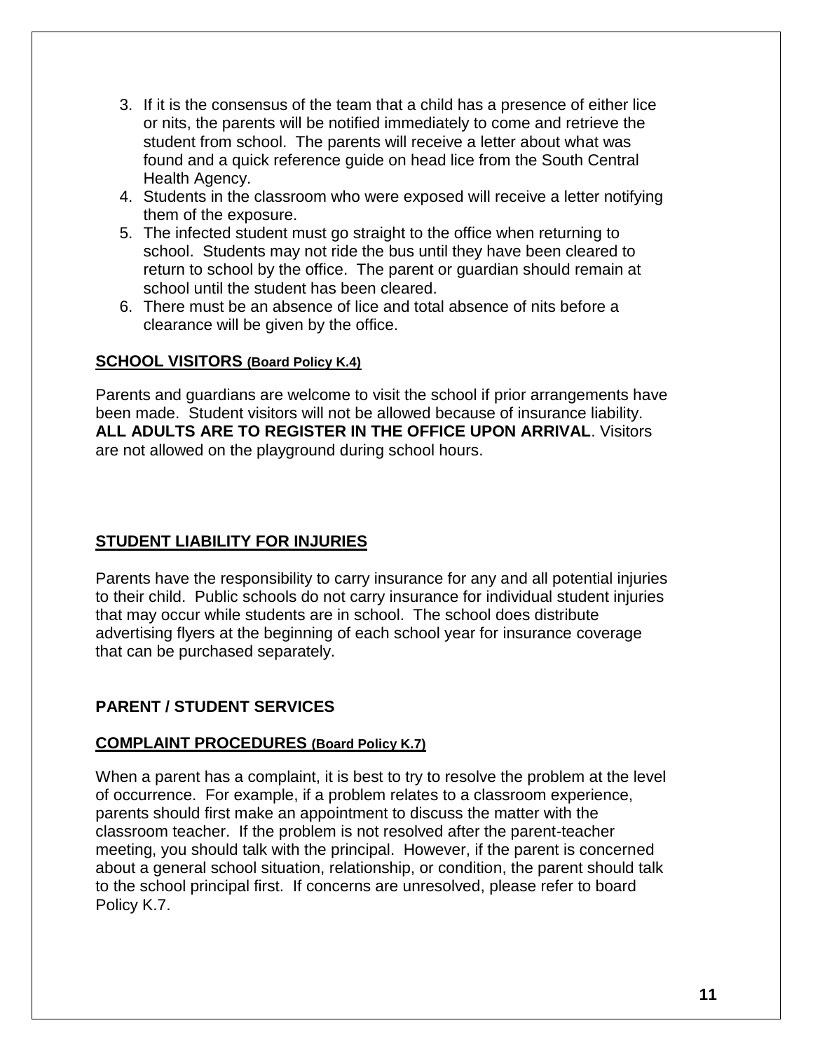3. If it is the consensus of the team that a child has a presence of either lice or nits, the parents will be notified immediately to come and retrieve the student from school. The parents will receive a letter about what was found and a quick reference guide on head lice from the South Central Health Agency.
4. Students in the classroom who were exposed will receive a letter notifying them of the exposure.
5. The infected student must go straight to the office when returning to school. Students may not ride the bus until they have been cleared to return to school by the office. The parent or guardian should remain at school until the student has been cleared.
6. There must be an absence of lice and total absence of nits before a clearance will be given by the office.

## SCHOOL VISITORS (Board Policy K.4)

Parents and guardians are welcome to visit the school if prior arrangements have been made. Student visitors will not be allowed because of insurance liability. **ALL ADULTS ARE TO REGISTER IN THE OFFICE UPON ARRIVAL**. Visitors are not allowed on the playground during school hours.

## STUDENT LIABILITY FOR INJURIES

Parents have the responsibility to carry insurance for any and all potential injuries to their child. Public schools do not carry insurance for individual student injuries that may occur while students are in school. The school does distribute advertising flyers at the beginning of each school year for insurance coverage that can be purchased separately.

# PARENT / STUDENT SERVICES

## COMPLAINT PROCEDURES (Board Policy K.7)

When a parent has a complaint, it is best to try to resolve the problem at the level of occurrence. For example, if a problem relates to a classroom experience, parents should first make an appointment to discuss the matter with the classroom teacher. If the problem is not resolved after the parent-teacher meeting, you should talk with the principal. However, if the parent is concerned about a general school situation, relationship, or condition, the parent should talk to the school principal first. If concerns are unresolved, please refer to board Policy K.7.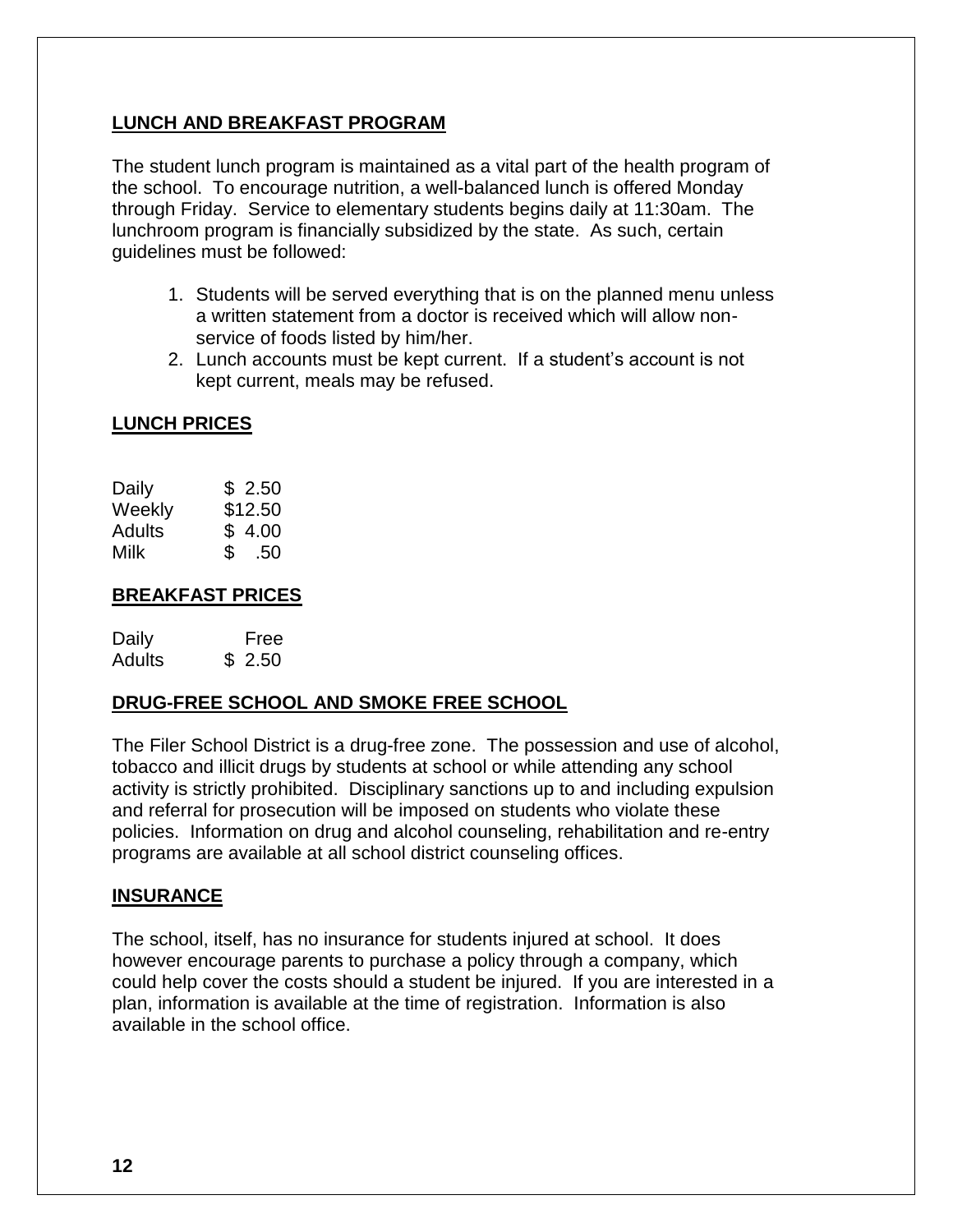## LUNCH AND BREAKFAST PROGRAM

The student lunch program is maintained as a vital part of the health program of the school. To encourage nutrition, a well-balanced lunch is offered Monday through Friday. Service to elementary students begins daily at 11:30am. The lunchroom program is financially subsidized by the state. As such, certain guidelines must be followed:

1. Students will be served everything that is on the planned menu unless a written statement from a doctor is received which will allow non-service of foods listed by him/her.
2. Lunch accounts must be kept current. If a student's account is not kept current, meals may be refused.

## LUNCH PRICES

| | |
|---|---|
| Daily | \$ 2.50 |
| Weekly | \$12.50 |
| Adults | \$ 4.00 |
| Milk | \$ .50 |

## BREAKFAST PRICES

| | |
|---|---|
| Daily | Free |
| Adults | \$ 2.50 |

## DRUG-FREE SCHOOL AND SMOKE FREE SCHOOL

The Filer School District is a drug-free zone. The possession and use of alcohol, tobacco and illicit drugs by students at school or while attending any school activity is strictly prohibited. Disciplinary sanctions up to and including expulsion and referral for prosecution will be imposed on students who violate these policies. Information on drug and alcohol counseling, rehabilitation and re-entry programs are available at all school district counseling offices.

## INSURANCE

The school, itself, has no insurance for students injured at school. It does however encourage parents to purchase a policy through a company, which could help cover the costs should a student be injured. If you are interested in a plan, information is available at the time of registration. Information is also available in the school office.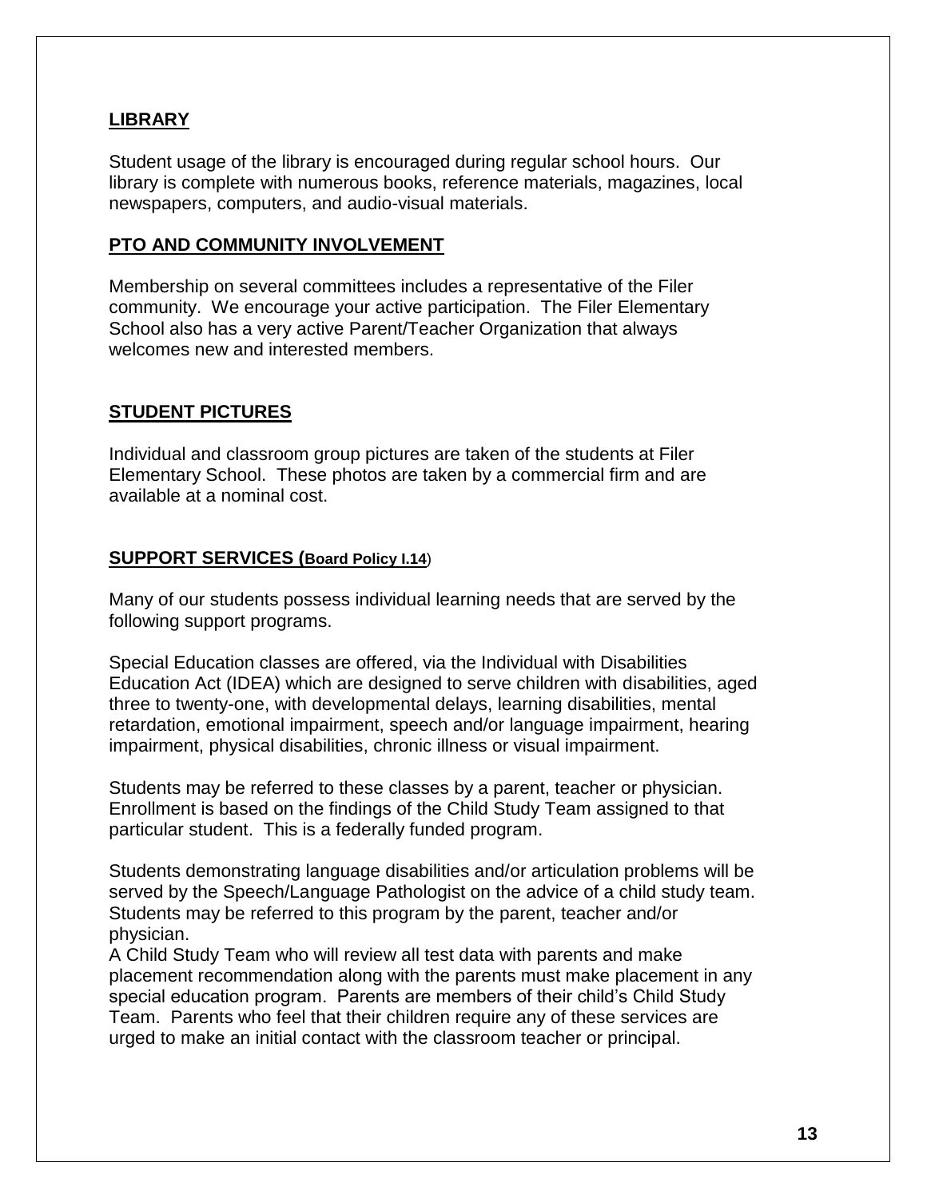## LIBRARY

Student usage of the library is encouraged during regular school hours. Our library is complete with numerous books, reference materials, magazines, local newspapers, computers, and audio-visual materials.

## PTO AND COMMUNITY INVOLVEMENT

Membership on several committees includes a representative of the Filer community. We encourage your active participation. The Filer Elementary School also has a very active Parent/Teacher Organization that always welcomes new and interested members.

## STUDENT PICTURES

Individual and classroom group pictures are taken of the students at Filer Elementary School. These photos are taken by a commercial firm and are available at a nominal cost.

## SUPPORT SERVICES (Board Policy I.14)

Many of our students possess individual learning needs that are served by the following support programs.

Special Education classes are offered, via the Individual with Disabilities Education Act (IDEA) which are designed to serve children with disabilities, aged three to twenty-one, with developmental delays, learning disabilities, mental retardation, emotional impairment, speech and/or language impairment, hearing impairment, physical disabilities, chronic illness or visual impairment.

Students may be referred to these classes by a parent, teacher or physician. Enrollment is based on the findings of the Child Study Team assigned to that particular student. This is a federally funded program.

Students demonstrating language disabilities and/or articulation problems will be served by the Speech/Language Pathologist on the advice of a child study team. Students may be referred to this program by the parent, teacher and/or physician.

A Child Study Team who will review all test data with parents and make placement recommendation along with the parents must make placement in any special education program. Parents are members of their child's Child Study Team. Parents who feel that their children require any of these services are urged to make an initial contact with the classroom teacher or principal.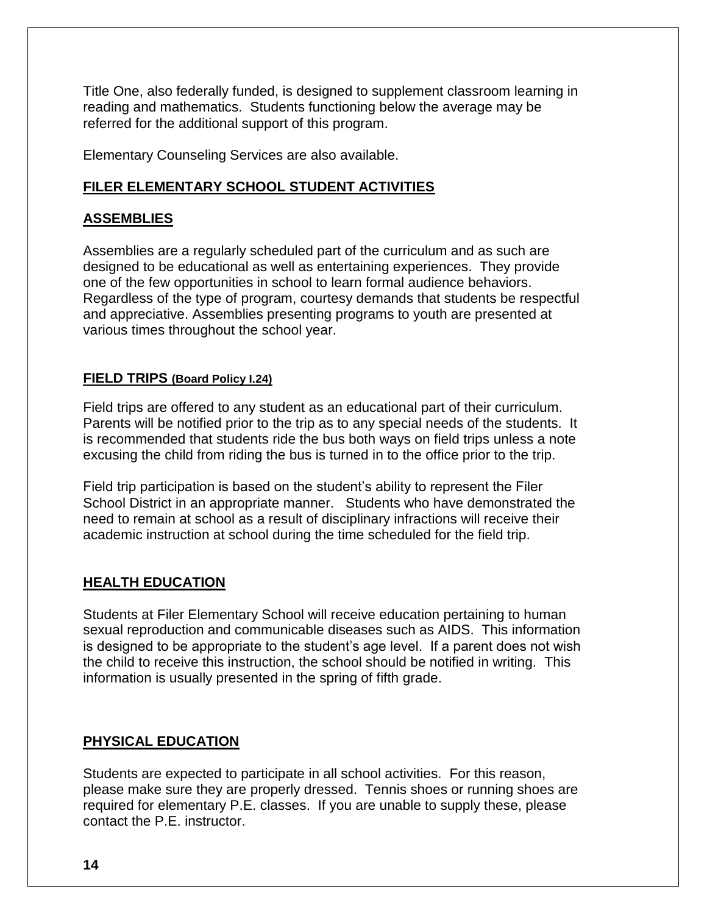Title One, also federally funded, is designed to supplement classroom learning in reading and mathematics. Students functioning below the average may be referred for the additional support of this program.

Elementary Counseling Services are also available.

## FILER ELEMENTARY SCHOOL STUDENT ACTIVITIES

### ASSEMBLIES

Assemblies are a regularly scheduled part of the curriculum and as such are designed to be educational as well as entertaining experiences. They provide one of the few opportunities in school to learn formal audience behaviors. Regardless of the type of program, courtesy demands that students be respectful and appreciative. Assemblies presenting programs to youth are presented at various times throughout the school year.

### FIELD TRIPS (Board Policy I.24)

Field trips are offered to any student as an educational part of their curriculum. Parents will be notified prior to the trip as to any special needs of the students. It is recommended that students ride the bus both ways on field trips unless a note excusing the child from riding the bus is turned in to the office prior to the trip.

Field trip participation is based on the student's ability to represent the Filer School District in an appropriate manner. Students who have demonstrated the need to remain at school as a result of disciplinary infractions will receive their academic instruction at school during the time scheduled for the field trip.

### HEALTH EDUCATION

Students at Filer Elementary School will receive education pertaining to human sexual reproduction and communicable diseases such as AIDS. This information is designed to be appropriate to the student's age level. If a parent does not wish the child to receive this instruction, the school should be notified in writing. This information is usually presented in the spring of fifth grade.

### PHYSICAL EDUCATION

Students are expected to participate in all school activities. For this reason, please make sure they are properly dressed. Tennis shoes or running shoes are required for elementary P.E. classes. If you are unable to supply these, please contact the P.E. instructor.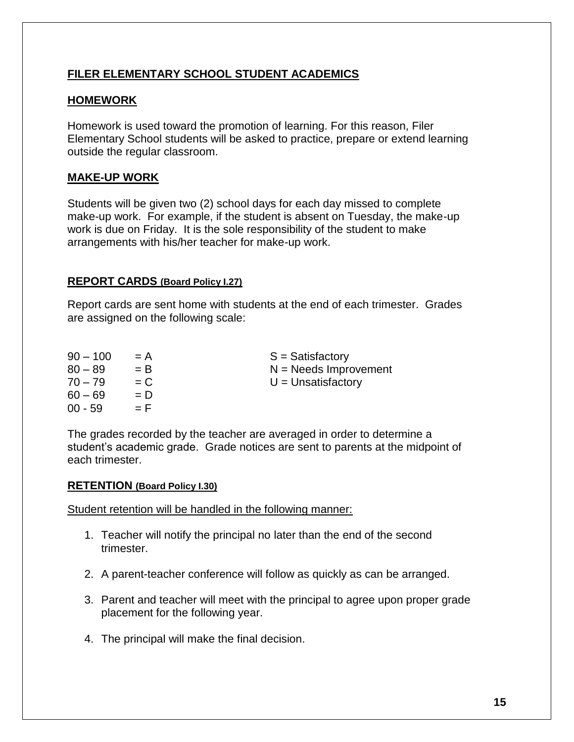## FILER ELEMENTARY SCHOOL STUDENT ACADEMICS

### HOMEWORK

Homework is used toward the promotion of learning. For this reason, Filer Elementary School students will be asked to practice, prepare or extend learning outside the regular classroom.

### MAKE-UP WORK

Students will be given two (2) school days for each day missed to complete make-up work. For example, if the student is absent on Tuesday, the make-up work is due on Friday. It is the sole responsibility of the student to make arrangements with his/her teacher for make-up work.

### REPORT CARDS (Board Policy I.27)

Report cards are sent home with students at the end of each trimester. Grades are assigned on the following scale:

| Score | Grade | | Mark |
|---|---|---|---|
| 90 – 100 | = A | | S = Satisfactory |
| 80 – 89 | = B | | N = Needs Improvement |
| 70 – 79 | = C | | U = Unsatisfactory |
| 60 – 69 | = D | | |
| 00 - 59 | = F | | |

The grades recorded by the teacher are averaged in order to determine a student's academic grade. Grade notices are sent to parents at the midpoint of each trimester.

### RETENTION (Board Policy I.30)

Student retention will be handled in the following manner:

1. Teacher will notify the principal no later than the end of the second trimester.
2. A parent-teacher conference will follow as quickly as can be arranged.
3. Parent and teacher will meet with the principal to agree upon proper grade placement for the following year.
4. The principal will make the final decision.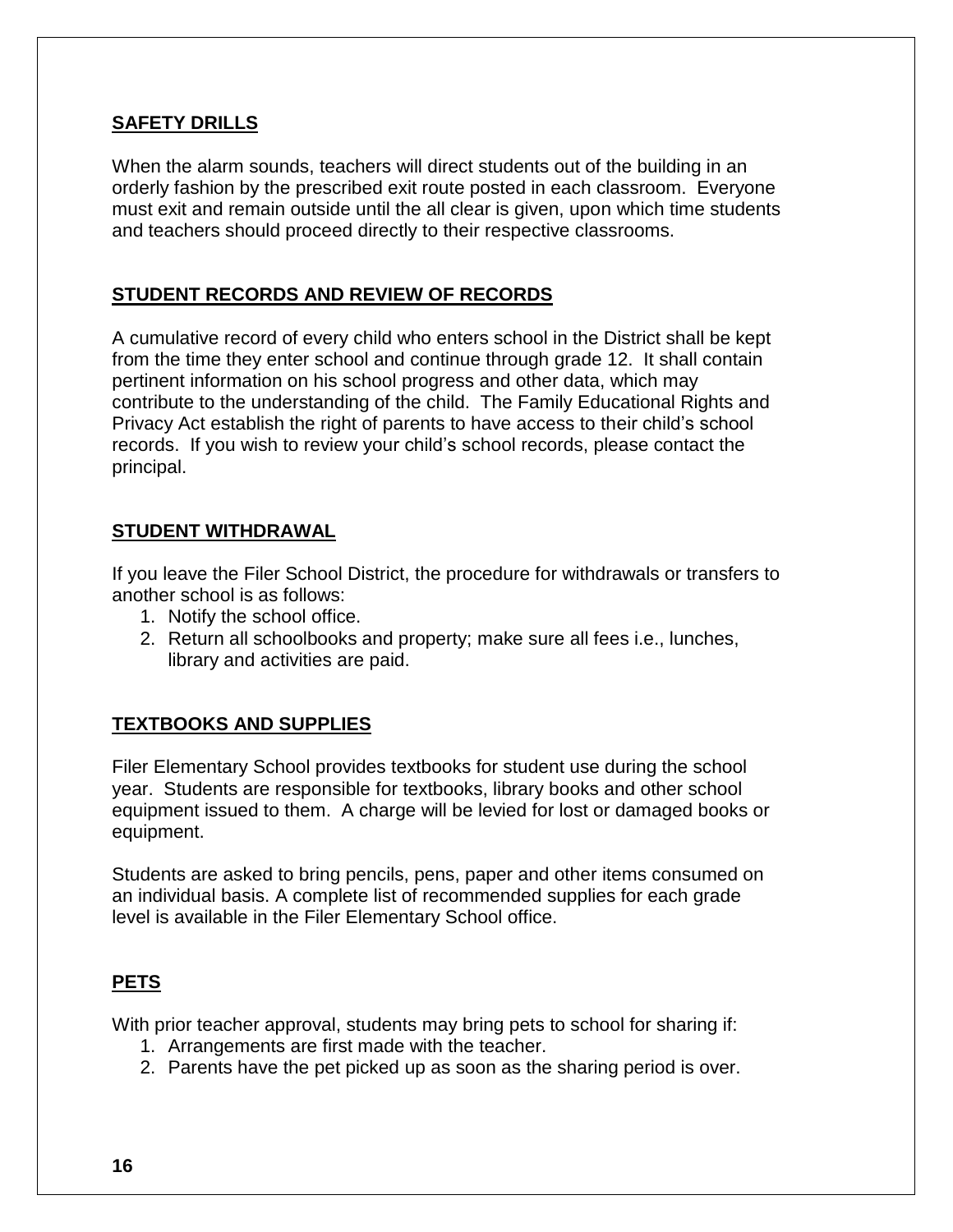## SAFETY DRILLS

When the alarm sounds, teachers will direct students out of the building in an orderly fashion by the prescribed exit route posted in each classroom. Everyone must exit and remain outside until the all clear is given, upon which time students and teachers should proceed directly to their respective classrooms.

## STUDENT RECORDS AND REVIEW OF RECORDS

A cumulative record of every child who enters school in the District shall be kept from the time they enter school and continue through grade 12. It shall contain pertinent information on his school progress and other data, which may contribute to the understanding of the child. The Family Educational Rights and Privacy Act establish the right of parents to have access to their child's school records. If you wish to review your child's school records, please contact the principal.

## STUDENT WITHDRAWAL

If you leave the Filer School District, the procedure for withdrawals or transfers to another school is as follows:

1. Notify the school office.
2. Return all schoolbooks and property; make sure all fees i.e., lunches, library and activities are paid.

## TEXTBOOKS AND SUPPLIES

Filer Elementary School provides textbooks for student use during the school year. Students are responsible for textbooks, library books and other school equipment issued to them. A charge will be levied for lost or damaged books or equipment.

Students are asked to bring pencils, pens, paper and other items consumed on an individual basis. A complete list of recommended supplies for each grade level is available in the Filer Elementary School office.

## PETS

With prior teacher approval, students may bring pets to school for sharing if:

1. Arrangements are first made with the teacher.
2. Parents have the pet picked up as soon as the sharing period is over.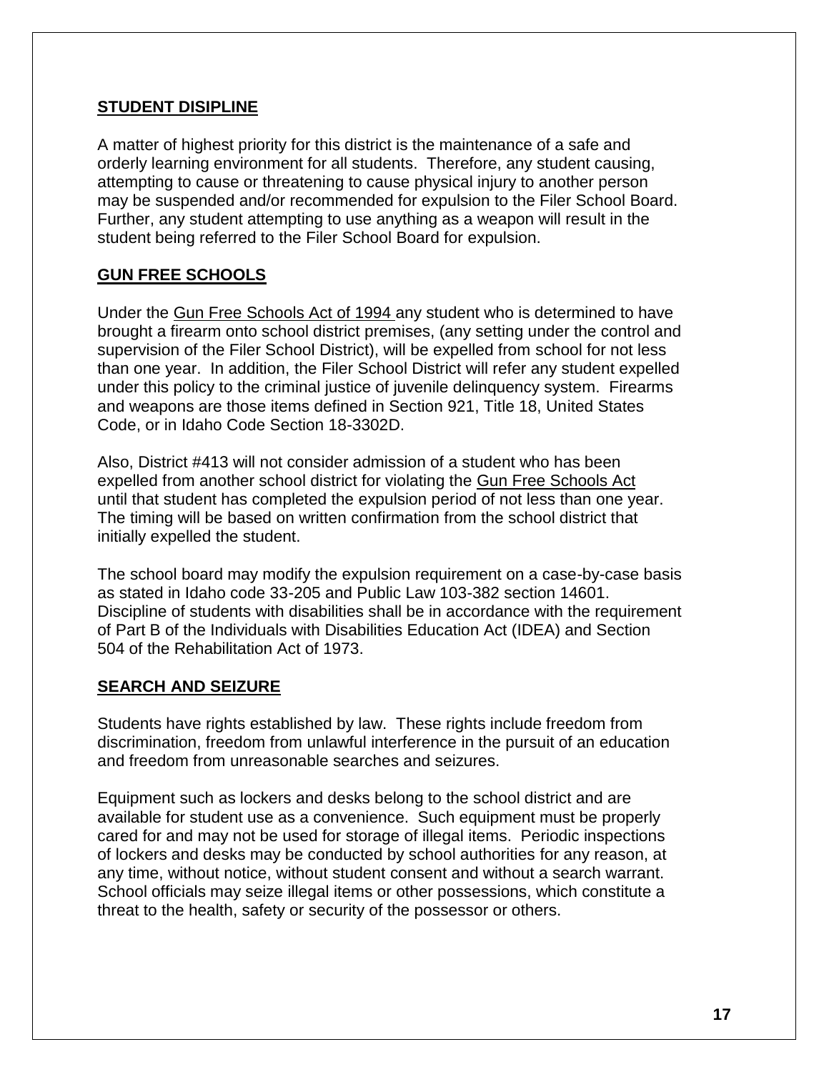## STUDENT DISIPLINE

A matter of highest priority for this district is the maintenance of a safe and orderly learning environment for all students. Therefore, any student causing, attempting to cause or threatening to cause physical injury to another person may be suspended and/or recommended for expulsion to the Filer School Board. Further, any student attempting to use anything as a weapon will result in the student being referred to the Filer School Board for expulsion.

## GUN FREE SCHOOLS

Under the Gun Free Schools Act of 1994 any student who is determined to have brought a firearm onto school district premises, (any setting under the control and supervision of the Filer School District), will be expelled from school for not less than one year. In addition, the Filer School District will refer any student expelled under this policy to the criminal justice of juvenile delinquency system. Firearms and weapons are those items defined in Section 921, Title 18, United States Code, or in Idaho Code Section 18-3302D.

Also, District #413 will not consider admission of a student who has been expelled from another school district for violating the Gun Free Schools Act until that student has completed the expulsion period of not less than one year. The timing will be based on written confirmation from the school district that initially expelled the student.

The school board may modify the expulsion requirement on a case-by-case basis as stated in Idaho code 33-205 and Public Law 103-382 section 14601. Discipline of students with disabilities shall be in accordance with the requirement of Part B of the Individuals with Disabilities Education Act (IDEA) and Section 504 of the Rehabilitation Act of 1973.

## SEARCH AND SEIZURE

Students have rights established by law. These rights include freedom from discrimination, freedom from unlawful interference in the pursuit of an education and freedom from unreasonable searches and seizures.

Equipment such as lockers and desks belong to the school district and are available for student use as a convenience. Such equipment must be properly cared for and may not be used for storage of illegal items. Periodic inspections of lockers and desks may be conducted by school authorities for any reason, at any time, without notice, without student consent and without a search warrant. School officials may seize illegal items or other possessions, which constitute a threat to the health, safety or security of the possessor or others.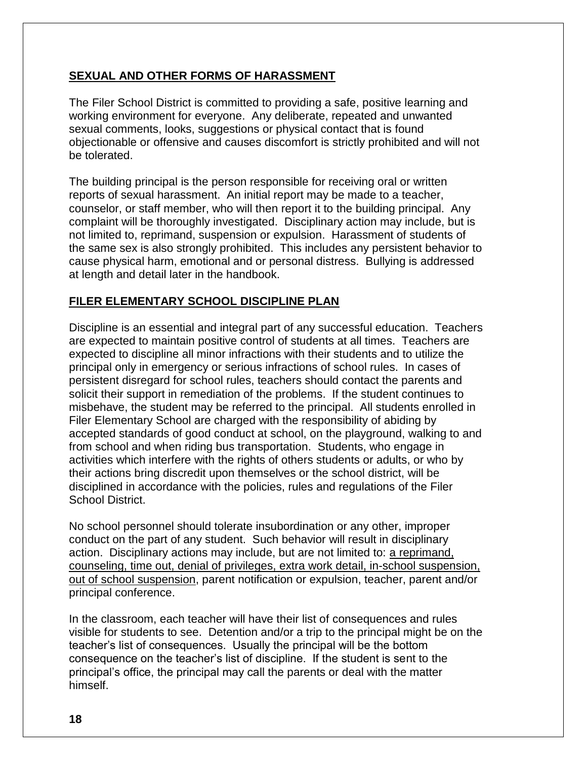## SEXUAL AND OTHER FORMS OF HARASSMENT

The Filer School District is committed to providing a safe, positive learning and working environment for everyone. Any deliberate, repeated and unwanted sexual comments, looks, suggestions or physical contact that is found objectionable or offensive and causes discomfort is strictly prohibited and will not be tolerated.

The building principal is the person responsible for receiving oral or written reports of sexual harassment. An initial report may be made to a teacher, counselor, or staff member, who will then report it to the building principal. Any complaint will be thoroughly investigated. Disciplinary action may include, but is not limited to, reprimand, suspension or expulsion. Harassment of students of the same sex is also strongly prohibited. This includes any persistent behavior to cause physical harm, emotional and or personal distress. Bullying is addressed at length and detail later in the handbook.

## FILER ELEMENTARY SCHOOL DISCIPLINE PLAN

Discipline is an essential and integral part of any successful education. Teachers are expected to maintain positive control of students at all times. Teachers are expected to discipline all minor infractions with their students and to utilize the principal only in emergency or serious infractions of school rules. In cases of persistent disregard for school rules, teachers should contact the parents and solicit their support in remediation of the problems. If the student continues to misbehave, the student may be referred to the principal. All students enrolled in Filer Elementary School are charged with the responsibility of abiding by accepted standards of good conduct at school, on the playground, walking to and from school and when riding bus transportation. Students, who engage in activities which interfere with the rights of others students or adults, or who by their actions bring discredit upon themselves or the school district, will be disciplined in accordance with the policies, rules and regulations of the Filer School District.

No school personnel should tolerate insubordination or any other, improper conduct on the part of any student. Such behavior will result in disciplinary action. Disciplinary actions may include, but are not limited to: <u>a reprimand, counseling, time out, denial of privileges, extra work detail, in-school suspension, out of school suspension</u>, parent notification or expulsion, teacher, parent and/or principal conference.

In the classroom, each teacher will have their list of consequences and rules visible for students to see. Detention and/or a trip to the principal might be on the teacher's list of consequences. Usually the principal will be the bottom consequence on the teacher's list of discipline. If the student is sent to the principal's office, the principal may call the parents or deal with the matter himself.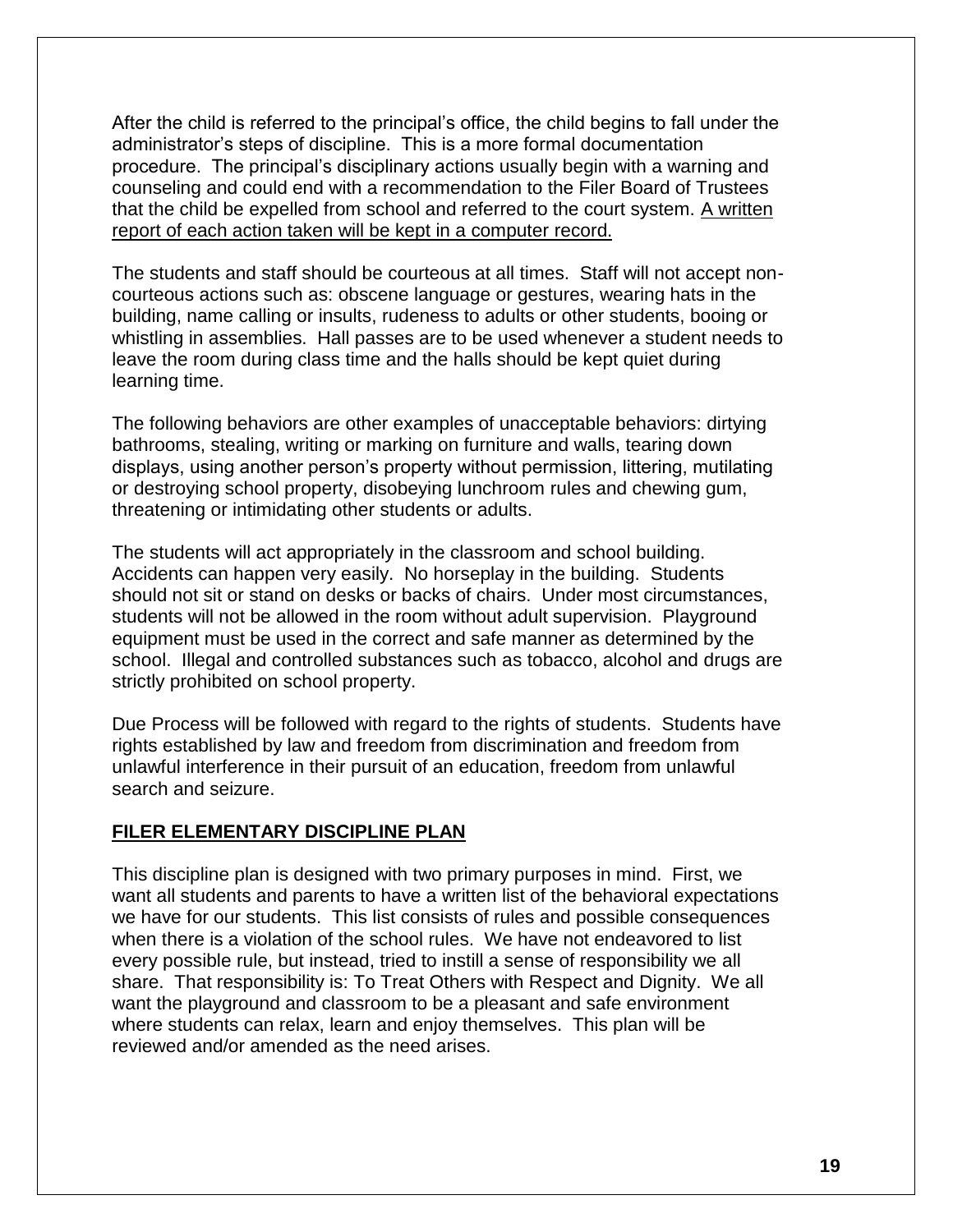After the child is referred to the principal's office, the child begins to fall under the administrator's steps of discipline. This is a more formal documentation procedure. The principal's disciplinary actions usually begin with a warning and counseling and could end with a recommendation to the Filer Board of Trustees that the child be expelled from school and referred to the court system. <u>A written report of each action taken will be kept in a computer record.</u>

The students and staff should be courteous at all times. Staff will not accept non-courteous actions such as: obscene language or gestures, wearing hats in the building, name calling or insults, rudeness to adults or other students, booing or whistling in assemblies. Hall passes are to be used whenever a student needs to leave the room during class time and the halls should be kept quiet during learning time.

The following behaviors are other examples of unacceptable behaviors: dirtying bathrooms, stealing, writing or marking on furniture and walls, tearing down displays, using another person's property without permission, littering, mutilating or destroying school property, disobeying lunchroom rules and chewing gum, threatening or intimidating other students or adults.

The students will act appropriately in the classroom and school building. Accidents can happen very easily. No horseplay in the building. Students should not sit or stand on desks or backs of chairs. Under most circumstances, students will not be allowed in the room without adult supervision. Playground equipment must be used in the correct and safe manner as determined by the school. Illegal and controlled substances such as tobacco, alcohol and drugs are strictly prohibited on school property.

Due Process will be followed with regard to the rights of students. Students have rights established by law and freedom from discrimination and freedom from unlawful interference in their pursuit of an education, freedom from unlawful search and seizure.

## <u>FILER ELEMENTARY DISCIPLINE PLAN</u>

This discipline plan is designed with two primary purposes in mind. First, we want all students and parents to have a written list of the behavioral expectations we have for our students. This list consists of rules and possible consequences when there is a violation of the school rules. We have not endeavored to list every possible rule, but instead, tried to instill a sense of responsibility we all share. That responsibility is: To Treat Others with Respect and Dignity. We all want the playground and classroom to be a pleasant and safe environment where students can relax, learn and enjoy themselves. This plan will be reviewed and/or amended as the need arises.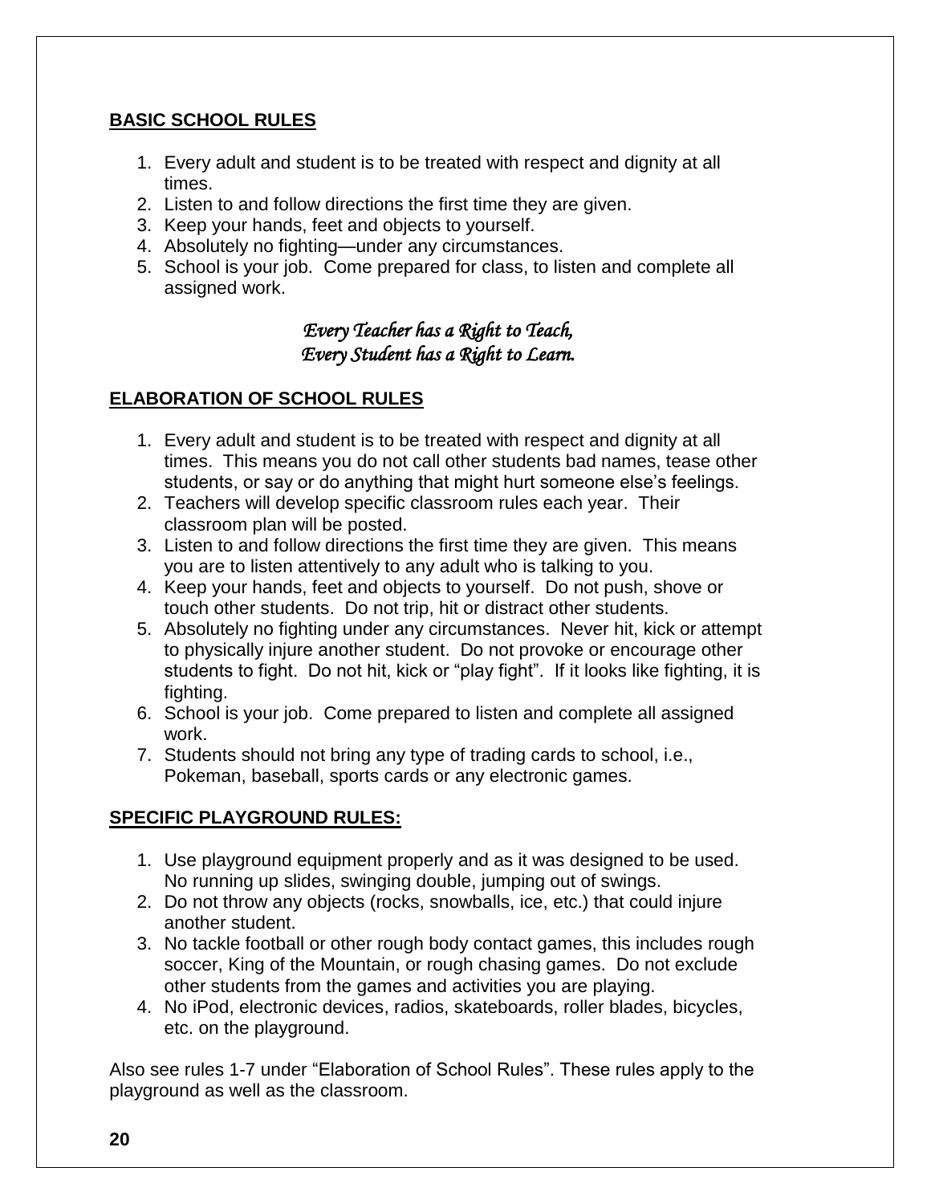## BASIC SCHOOL RULES

1. Every adult and student is to be treated with respect and dignity at all times.
2. Listen to and follow directions the first time they are given.
3. Keep your hands, feet and objects to yourself.
4. Absolutely no fighting—under any circumstances.
5. School is your job. Come prepared for class, to listen and complete all assigned work.

*Every Teacher has a Right to Teach,*
*Every Student has a Right to Learn.*

## ELABORATION OF SCHOOL RULES

1. Every adult and student is to be treated with respect and dignity at all times. This means you do not call other students bad names, tease other students, or say or do anything that might hurt someone else's feelings.
2. Teachers will develop specific classroom rules each year. Their classroom plan will be posted.
3. Listen to and follow directions the first time they are given. This means you are to listen attentively to any adult who is talking to you.
4. Keep your hands, feet and objects to yourself. Do not push, shove or touch other students. Do not trip, hit or distract other students.
5. Absolutely no fighting under any circumstances. Never hit, kick or attempt to physically injure another student. Do not provoke or encourage other students to fight. Do not hit, kick or "play fight". If it looks like fighting, it is fighting.
6. School is your job. Come prepared to listen and complete all assigned work.
7. Students should not bring any type of trading cards to school, i.e., Pokeman, baseball, sports cards or any electronic games.

## SPECIFIC PLAYGROUND RULES:

1. Use playground equipment properly and as it was designed to be used. No running up slides, swinging double, jumping out of swings.
2. Do not throw any objects (rocks, snowballs, ice, etc.) that could injure another student.
3. No tackle football or other rough body contact games, this includes rough soccer, King of the Mountain, or rough chasing games. Do not exclude other students from the games and activities you are playing.
4. No iPod, electronic devices, radios, skateboards, roller blades, bicycles, etc. on the playground.

Also see rules 1-7 under "Elaboration of School Rules". These rules apply to the playground as well as the classroom.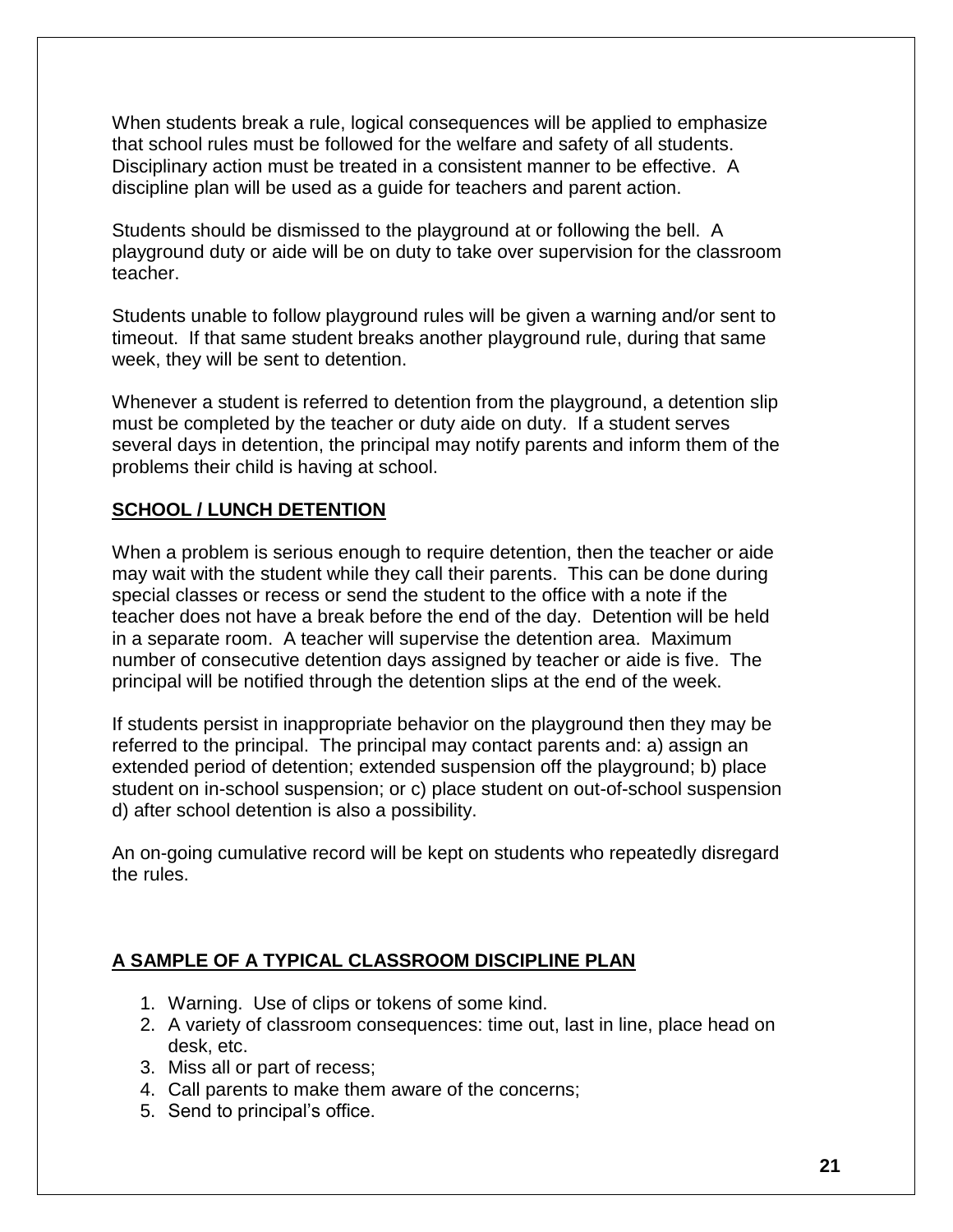When students break a rule, logical consequences will be applied to emphasize that school rules must be followed for the welfare and safety of all students. Disciplinary action must be treated in a consistent manner to be effective. A discipline plan will be used as a guide for teachers and parent action.

Students should be dismissed to the playground at or following the bell. A playground duty or aide will be on duty to take over supervision for the classroom teacher.

Students unable to follow playground rules will be given a warning and/or sent to timeout. If that same student breaks another playground rule, during that same week, they will be sent to detention.

Whenever a student is referred to detention from the playground, a detention slip must be completed by the teacher or duty aide on duty. If a student serves several days in detention, the principal may notify parents and inform them of the problems their child is having at school.

## SCHOOL / LUNCH DETENTION

When a problem is serious enough to require detention, then the teacher or aide may wait with the student while they call their parents. This can be done during special classes or recess or send the student to the office with a note if the teacher does not have a break before the end of the day. Detention will be held in a separate room. A teacher will supervise the detention area. Maximum number of consecutive detention days assigned by teacher or aide is five. The principal will be notified through the detention slips at the end of the week.

If students persist in inappropriate behavior on the playground then they may be referred to the principal. The principal may contact parents and: a) assign an extended period of detention; extended suspension off the playground; b) place student on in-school suspension; or c) place student on out-of-school suspension d) after school detention is also a possibility.

An on-going cumulative record will be kept on students who repeatedly disregard the rules.

## A SAMPLE OF A TYPICAL CLASSROOM DISCIPLINE PLAN

1. Warning. Use of clips or tokens of some kind.
2. A variety of classroom consequences: time out, last in line, place head on desk, etc.
3. Miss all or part of recess;
4. Call parents to make them aware of the concerns;
5. Send to principal's office.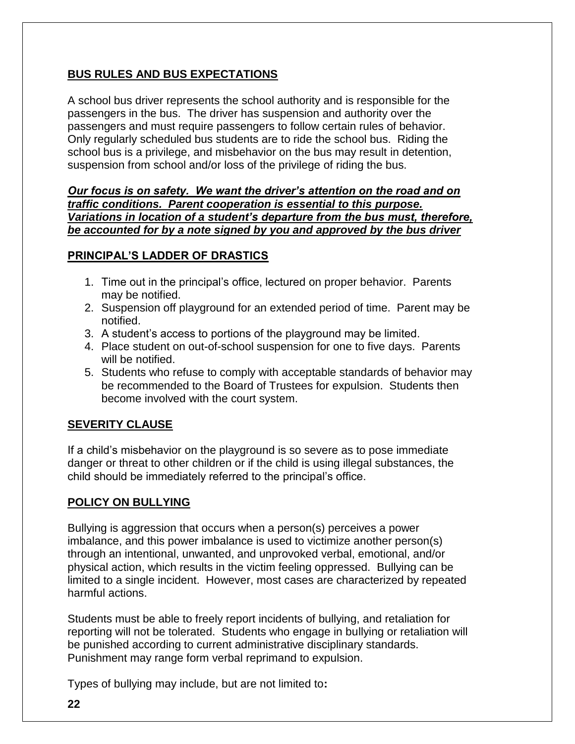## BUS RULES AND BUS EXPECTATIONS

A school bus driver represents the school authority and is responsible for the passengers in the bus. The driver has suspension and authority over the passengers and must require passengers to follow certain rules of behavior. Only regularly scheduled bus students are to ride the school bus. Riding the school bus is a privilege, and misbehavior on the bus may result in detention, suspension from school and/or loss of the privilege of riding the bus.

***Our focus is on safety. We want the driver's attention on the road and on traffic conditions. Parent cooperation is essential to this purpose. Variations in location of a student's departure from the bus must, therefore, be accounted for by a note signed by you and approved by the bus driver***

## PRINCIPAL'S LADDER OF DRASTICS

1. Time out in the principal's office, lectured on proper behavior. Parents may be notified.
2. Suspension off playground for an extended period of time. Parent may be notified.
3. A student's access to portions of the playground may be limited.
4. Place student on out-of-school suspension for one to five days. Parents will be notified.
5. Students who refuse to comply with acceptable standards of behavior may be recommended to the Board of Trustees for expulsion. Students then become involved with the court system.

## SEVERITY CLAUSE

If a child's misbehavior on the playground is so severe as to pose immediate danger or threat to other children or if the child is using illegal substances, the child should be immediately referred to the principal's office.

## POLICY ON BULLYING

Bullying is aggression that occurs when a person(s) perceives a power imbalance, and this power imbalance is used to victimize another person(s) through an intentional, unwanted, and unprovoked verbal, emotional, and/or physical action, which results in the victim feeling oppressed. Bullying can be limited to a single incident. However, most cases are characterized by repeated harmful actions.

Students must be able to freely report incidents of bullying, and retaliation for reporting will not be tolerated. Students who engage in bullying or retaliation will be punished according to current administrative disciplinary standards. Punishment may range form verbal reprimand to expulsion.

Types of bullying may include, but are not limited to**:**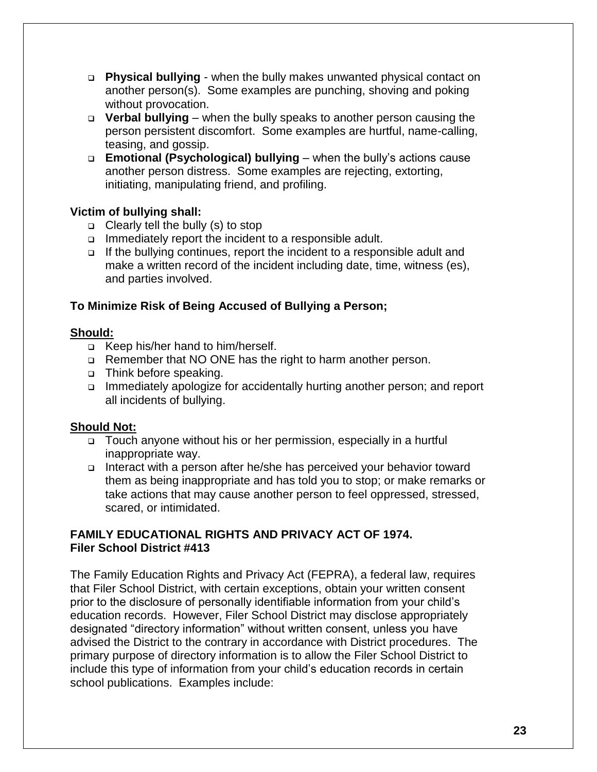- **Physical bullying** - when the bully makes unwanted physical contact on another person(s). Some examples are punching, shoving and poking without provocation.
- **Verbal bullying** – when the bully speaks to another person causing the person persistent discomfort. Some examples are hurtful, name-calling, teasing, and gossip.
- **Emotional (Psychological) bullying** – when the bully's actions cause another person distress. Some examples are rejecting, extorting, initiating, manipulating friend, and profiling.

**Victim of bullying shall:**

- Clearly tell the bully (s) to stop
- Immediately report the incident to a responsible adult.
- If the bullying continues, report the incident to a responsible adult and make a written record of the incident including date, time, witness (es), and parties involved.

**To Minimize Risk of Being Accused of Bullying a Person;**

**Should:**

- Keep his/her hand to him/herself.
- Remember that NO ONE has the right to harm another person.
- Think before speaking.
- Immediately apologize for accidentally hurting another person; and report all incidents of bullying.

**Should Not:**

- Touch anyone without his or her permission, especially in a hurtful inappropriate way.
- Interact with a person after he/she has perceived your behavior toward them as being inappropriate and has told you to stop; or make remarks or take actions that may cause another person to feel oppressed, stressed, scared, or intimidated.

**FAMILY EDUCATIONAL RIGHTS AND PRIVACY ACT OF 1974.**
**Filer School District #413**

The Family Education Rights and Privacy Act (FEPRA), a federal law, requires that Filer School District, with certain exceptions, obtain your written consent prior to the disclosure of personally identifiable information from your child's education records. However, Filer School District may disclose appropriately designated "directory information" without written consent, unless you have advised the District to the contrary in accordance with District procedures. The primary purpose of directory information is to allow the Filer School District to include this type of information from your child's education records in certain school publications. Examples include: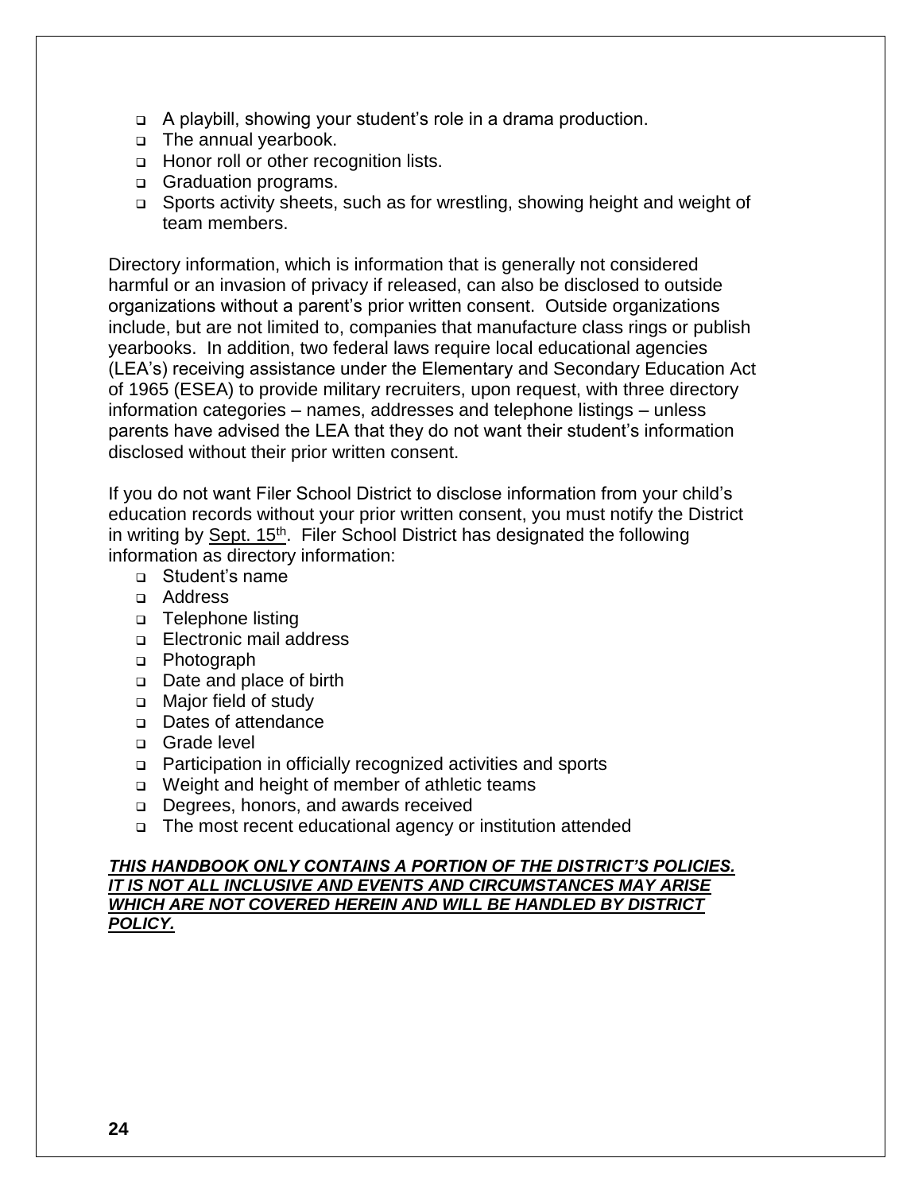- A playbill, showing your student's role in a drama production.
- The annual yearbook.
- Honor roll or other recognition lists.
- Graduation programs.
- Sports activity sheets, such as for wrestling, showing height and weight of team members.

Directory information, which is information that is generally not considered harmful or an invasion of privacy if released, can also be disclosed to outside organizations without a parent's prior written consent. Outside organizations include, but are not limited to, companies that manufacture class rings or publish yearbooks. In addition, two federal laws require local educational agencies (LEA's) receiving assistance under the Elementary and Secondary Education Act of 1965 (ESEA) to provide military recruiters, upon request, with three directory information categories – names, addresses and telephone listings – unless parents have advised the LEA that they do not want their student's information disclosed without their prior written consent.

If you do not want Filer School District to disclose information from your child's education records without your prior written consent, you must notify the District in writing by <u>Sept. 15th</u>. Filer School District has designated the following information as directory information:

- Student's name
- Address
- Telephone listing
- Electronic mail address
- Photograph
- Date and place of birth
- Major field of study
- Dates of attendance
- Grade level
- Participation in officially recognized activities and sports
- Weight and height of member of athletic teams
- Degrees, honors, and awards received
- The most recent educational agency or institution attended

***<u>THIS HANDBOOK ONLY CONTAINS A PORTION OF THE DISTRICT'S POLICIES. IT IS NOT ALL INCLUSIVE AND EVENTS AND CIRCUMSTANCES MAY ARISE WHICH ARE NOT COVERED HEREIN AND WILL BE HANDLED BY DISTRICT POLICY.</u>***